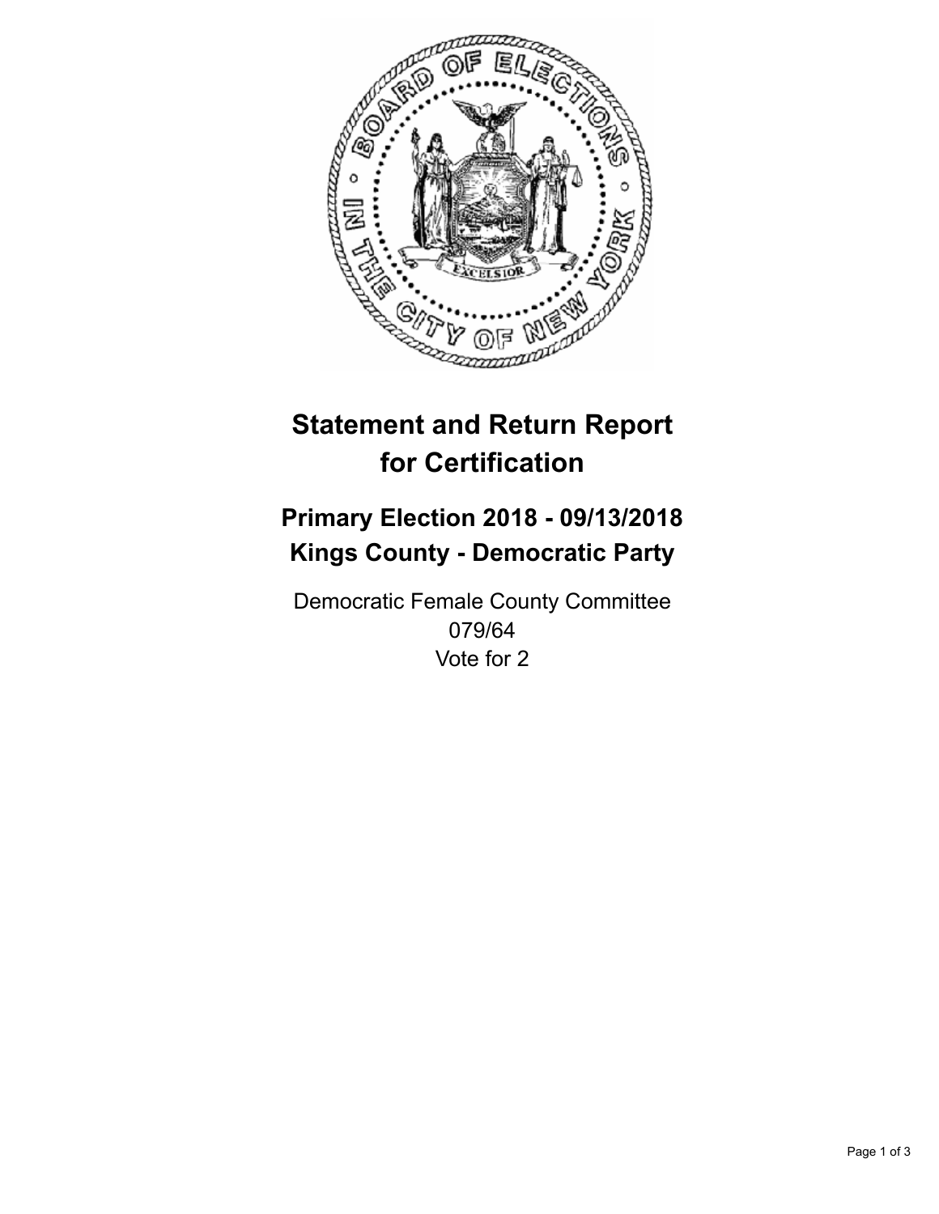# Statement and Return Report for Certification

## Primary Election 2018 - 09/13/2018
## Kings County - Democratic Party

Democratic Female County Committee
079/64
Vote for 2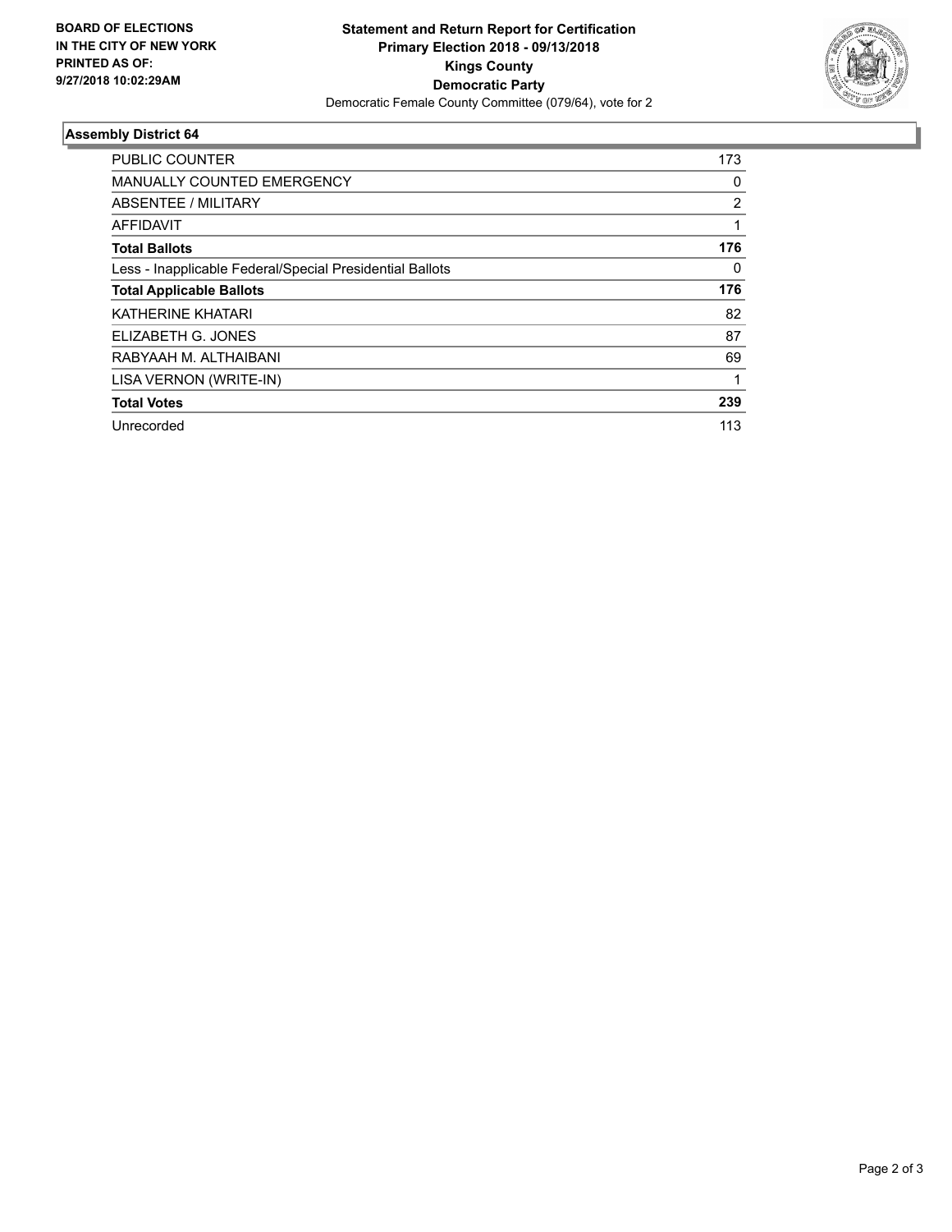**BOARD OF ELECTIONS IN THE CITY OF NEW YORK PRINTED AS OF: 9/27/2018 10:02:29AM**

**Statement and Return Report for Certification**
**Primary Election 2018 - 09/13/2018**
**Kings County**
**Democratic Party**
Democratic Female County Committee (079/64), vote for 2

### Assembly District 64

| | |
|---|---|
| PUBLIC COUNTER | 173 |
| MANUALLY COUNTED EMERGENCY | 0 |
| ABSENTEE / MILITARY | 2 |
| AFFIDAVIT | 1 |
| **Total Ballots** | **176** |
| Less - Inapplicable Federal/Special Presidential Ballots | 0 |
| **Total Applicable Ballots** | **176** |
| KATHERINE KHATARI | 82 |
| ELIZABETH G. JONES | 87 |
| RABYAAH M. ALTHAIBANI | 69 |
| LISA VERNON (WRITE-IN) | 1 |
| **Total Votes** | **239** |
| Unrecorded | 113 |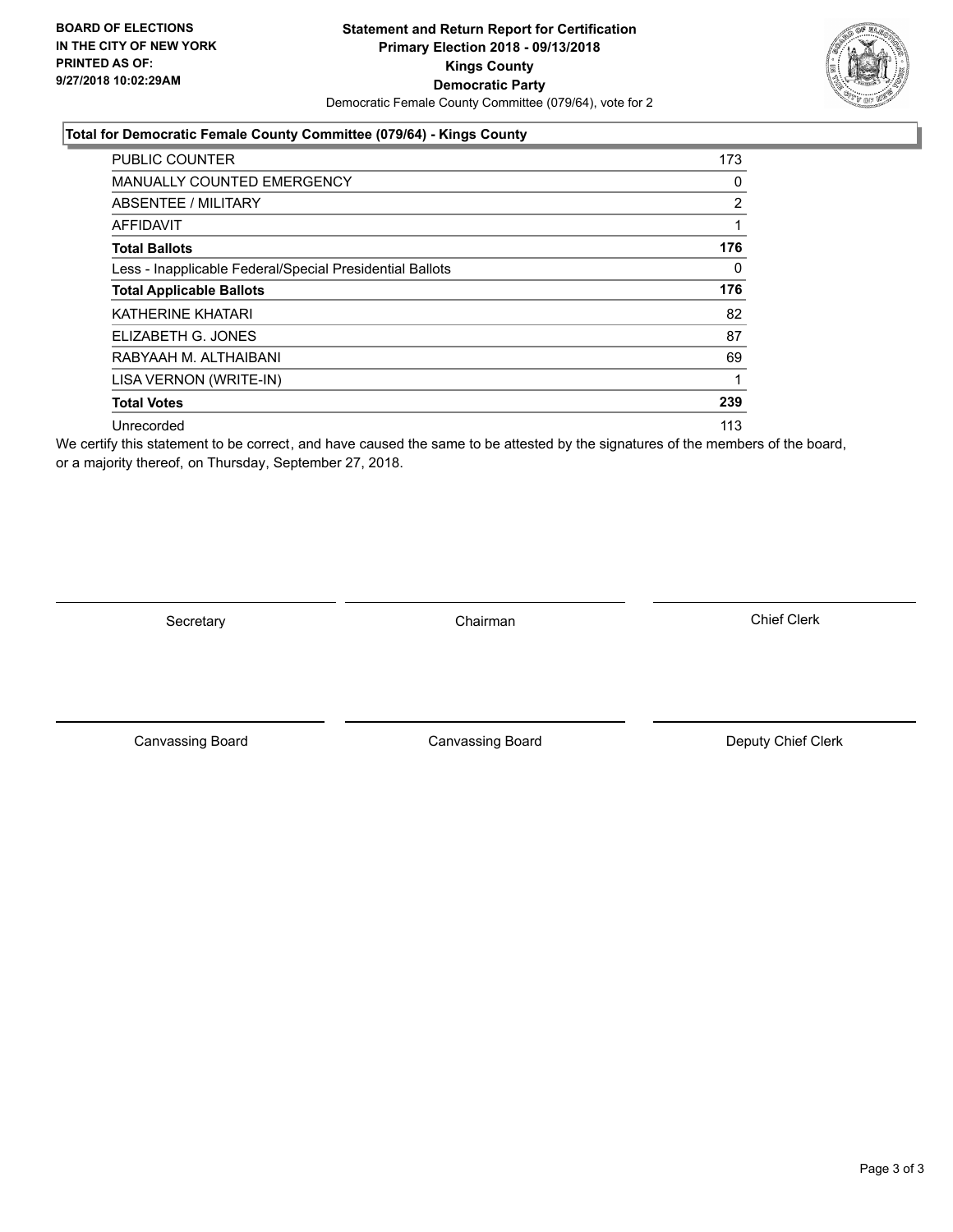**BOARD OF ELECTIONS IN THE CITY OF NEW YORK PRINTED AS OF: 9/27/2018 10:02:29AM**

**Statement and Return Report for Certification**
**Primary Election 2018 - 09/13/2018**
**Kings County**
**Democratic Party**
Democratic Female County Committee (079/64), vote for 2

**Total for Democratic Female County Committee (079/64) - Kings County**

| | |
|---|---|
| PUBLIC COUNTER | 173 |
| MANUALLY COUNTED EMERGENCY | 0 |
| ABSENTEE / MILITARY | 2 |
| AFFIDAVIT | 1 |
| **Total Ballots** | **176** |
| Less - Inapplicable Federal/Special Presidential Ballots | 0 |
| **Total Applicable Ballots** | **176** |
| KATHERINE KHATARI | 82 |
| ELIZABETH G. JONES | 87 |
| RABYAAH M. ALTHAIBANI | 69 |
| LISA VERNON (WRITE-IN) | 1 |
| **Total Votes** | **239** |
| Unrecorded | 113 |

We certify this statement to be correct, and have caused the same to be attested by the signatures of the members of the board, or a majority thereof, on Thursday, September 27, 2018.

Secretary

Chairman

Chief Clerk

Canvassing Board

Canvassing Board

Deputy Chief Clerk